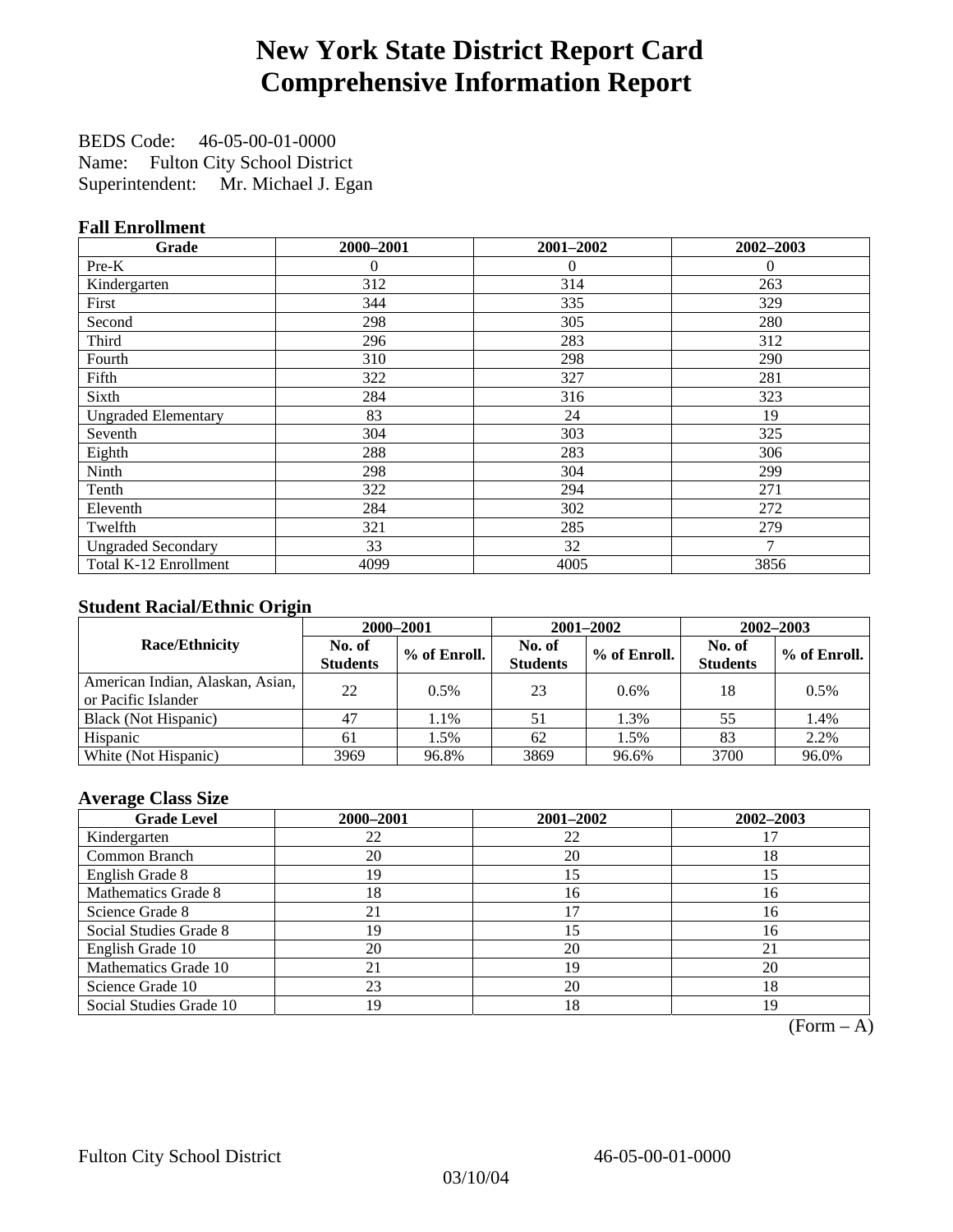# New York State District Report Card
# Comprehensive Information Report

BEDS Code: 46-05-00-01-0000
Name: Fulton City School District
Superintendent: Mr. Michael J. Egan

### Fall Enrollment

| Grade | 2000–2001 | 2001–2002 | 2002–2003 |
|---|---|---|---|
| Pre-K | 0 | 0 | 0 |
| Kindergarten | 312 | 314 | 263 |
| First | 344 | 335 | 329 |
| Second | 298 | 305 | 280 |
| Third | 296 | 283 | 312 |
| Fourth | 310 | 298 | 290 |
| Fifth | 322 | 327 | 281 |
| Sixth | 284 | 316 | 323 |
| Ungraded Elementary | 83 | 24 | 19 |
| Seventh | 304 | 303 | 325 |
| Eighth | 288 | 283 | 306 |
| Ninth | 298 | 304 | 299 |
| Tenth | 322 | 294 | 271 |
| Eleventh | 284 | 302 | 272 |
| Twelfth | 321 | 285 | 279 |
| Ungraded Secondary | 33 | 32 | 7 |
| Total K-12 Enrollment | 4099 | 4005 | 3856 |

### Student Racial/Ethnic Origin

| Race/Ethnicity | 2000–2001 | | 2001–2002 | | 2002–2003 | |
|---|---|---|---|---|---|---|
| | No. of Students | % of Enroll. | No. of Students | % of Enroll. | No. of Students | % of Enroll. |
| American Indian, Alaskan, Asian, or Pacific Islander | 22 | 0.5% | 23 | 0.6% | 18 | 0.5% |
| Black (Not Hispanic) | 47 | 1.1% | 51 | 1.3% | 55 | 1.4% |
| Hispanic | 61 | 1.5% | 62 | 1.5% | 83 | 2.2% |
| White (Not Hispanic) | 3969 | 96.8% | 3869 | 96.6% | 3700 | 96.0% |

### Average Class Size

| Grade Level | 2000–2001 | 2001–2002 | 2002–2003 |
|---|---|---|---|
| Kindergarten | 22 | 22 | 17 |
| Common Branch | 20 | 20 | 18 |
| English Grade 8 | 19 | 15 | 15 |
| Mathematics Grade 8 | 18 | 16 | 16 |
| Science Grade 8 | 21 | 17 | 16 |
| Social Studies Grade 8 | 19 | 15 | 16 |
| English Grade 10 | 20 | 20 | 21 |
| Mathematics Grade 10 | 21 | 19 | 20 |
| Science Grade 10 | 23 | 20 | 18 |
| Social Studies Grade 10 | 19 | 18 | 19 |

(Form – A)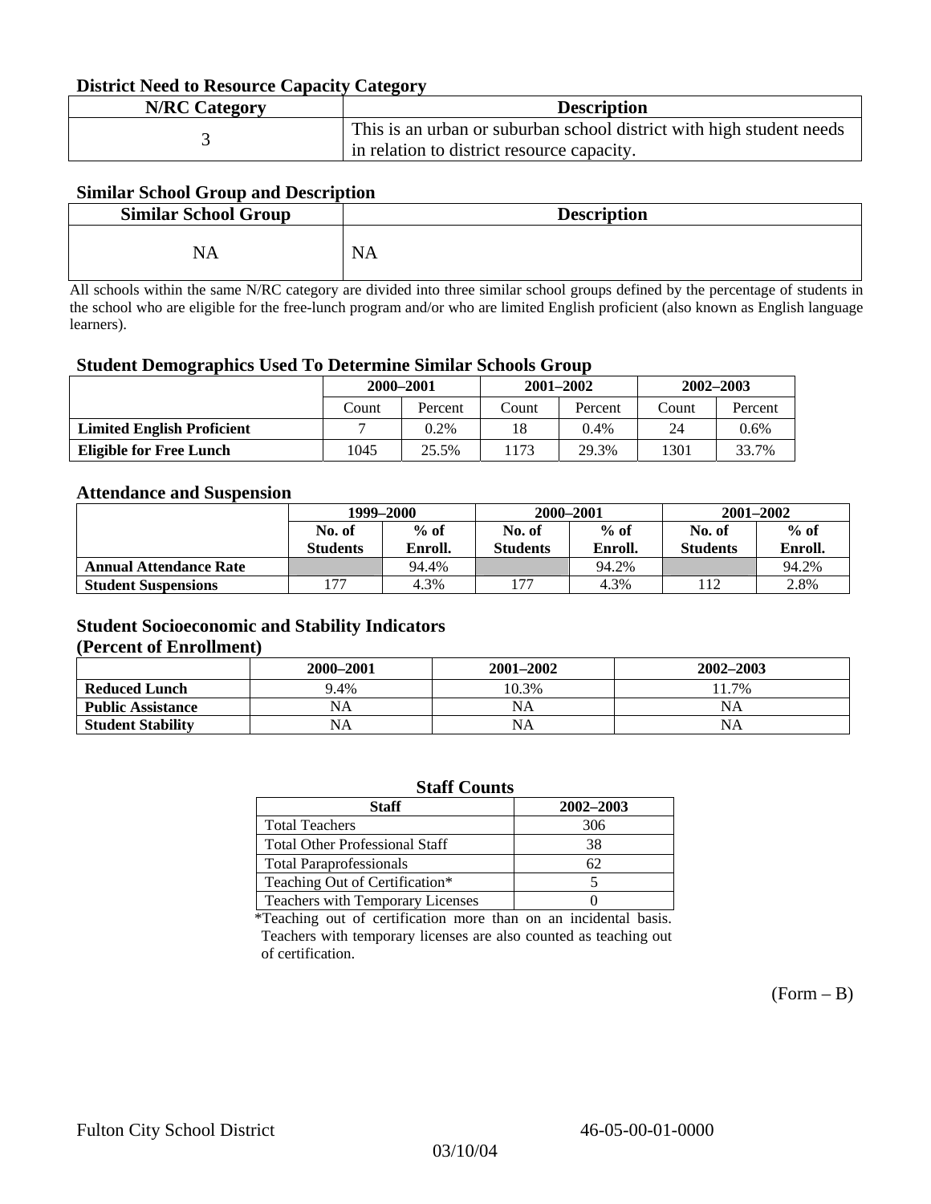### District Need to Resource Capacity Category

| N/RC Category | Description |
| --- | --- |
| 3 | This is an urban or suburban school district with high student needs in relation to district resource capacity. |

### Similar School Group and Description

| Similar School Group | Description |
| --- | --- |
| NA | NA |

All schools within the same N/RC category are divided into three similar school groups defined by the percentage of students in the school who are eligible for the free-lunch program and/or who are limited English proficient (also known as English language learners).

### Student Demographics Used To Determine Similar Schools Group

| | 2000–2001 | | 2001–2002 | | 2002–2003 | |
| --- | --- | --- | --- | --- | --- | --- |
| | Count | Percent | Count | Percent | Count | Percent |
| **Limited English Proficient** | 7 | 0.2% | 18 | 0.4% | 24 | 0.6% |
| **Eligible for Free Lunch** | 1045 | 25.5% | 1173 | 29.3% | 1301 | 33.7% |

### Attendance and Suspension

| | 1999–2000 | | 2000–2001 | | 2001–2002 | |
| --- | --- | --- | --- | --- | --- | --- |
| | No. of Students | % of Enroll. | No. of Students | % of Enroll. | No. of Students | % of Enroll. |
| **Annual Attendance Rate** | | 94.4% | | 94.2% | | 94.2% |
| **Student Suspensions** | 177 | 4.3% | 177 | 4.3% | 112 | 2.8% |

### Student Socioeconomic and Stability Indicators
### (Percent of Enrollment)

| | 2000–2001 | 2001–2002 | 2002–2003 |
| --- | --- | --- | --- |
| **Reduced Lunch** | 9.4% | 10.3% | 11.7% |
| **Public Assistance** | NA | NA | NA |
| **Student Stability** | NA | NA | NA |

### Staff Counts

| Staff | 2002–2003 |
| --- | --- |
| Total Teachers | 306 |
| Total Other Professional Staff | 38 |
| Total Paraprofessionals | 62 |
| Teaching Out of Certification* | 5 |
| Teachers with Temporary Licenses | 0 |

*Teaching out of certification more than on an incidental basis. Teachers with temporary licenses are also counted as teaching out of certification.

(Form – B)

Fulton City School District 46-05-00-01-0000

03/10/04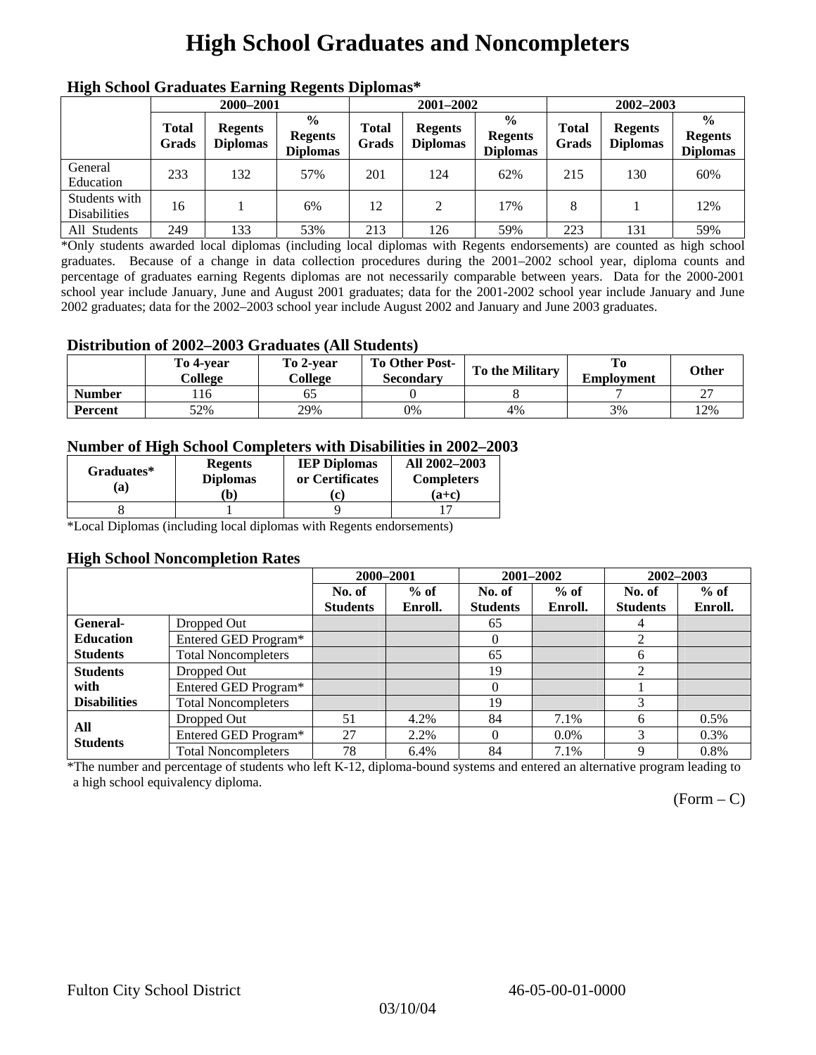# High School Graduates and Noncompleters

### High School Graduates Earning Regents Diplomas*

| | 2000–2001 | | | 2001–2002 | | | 2002–2003 | | |
|---|---|---|---|---|---|---|---|---|---|
| | Total Grads | Regents Diplomas | % Regents Diplomas | Total Grads | Regents Diplomas | % Regents Diplomas | Total Grads | Regents Diplomas | % Regents Diplomas |
| General Education | 233 | 132 | 57% | 201 | 124 | 62% | 215 | 130 | 60% |
| Students with Disabilities | 16 | 1 | 6% | 12 | 2 | 17% | 8 | 1 | 12% |
| All Students | 249 | 133 | 53% | 213 | 126 | 59% | 223 | 131 | 59% |

*Only students awarded local diplomas (including local diplomas with Regents endorsements) are counted as high school graduates. Because of a change in data collection procedures during the 2001–2002 school year, diploma counts and percentage of graduates earning Regents diplomas are not necessarily comparable between years. Data for the 2000-2001 school year include January, June and August 2001 graduates; data for the 2001-2002 school year include January and June 2002 graduates; data for the 2002–2003 school year include August 2002 and January and June 2003 graduates.

### Distribution of 2002–2003 Graduates (All Students)

| | To 4-year College | To 2-year College | To Other Post-Secondary | To the Military | To Employment | Other |
|---|---|---|---|---|---|---|
| Number | 116 | 65 | 0 | 8 | 7 | 27 |
| Percent | 52% | 29% | 0% | 4% | 3% | 12% |

### Number of High School Completers with Disabilities in 2002–2003

| Graduates* (a) | Regents Diplomas (b) | IEP Diplomas or Certificates (c) | All 2002–2003 Completers (a+c) |
|---|---|---|---|
| 8 | 1 | 9 | 17 |

*Local Diplomas (including local diplomas with Regents endorsements)

### High School Noncompletion Rates

| | | 2000–2001 | | 2001–2002 | | 2002–2003 | |
|---|---|---|---|---|---|---|---|
| | | No. of Students | % of Enroll. | No. of Students | % of Enroll. | No. of Students | % of Enroll. |
| General-Education Students | Dropped Out | | | 65 | | 4 | |
| | Entered GED Program* | | | 0 | | 2 | |
| | Total Noncompleters | | | 65 | | 6 | |
| Students with Disabilities | Dropped Out | | | 19 | | 2 | |
| | Entered GED Program* | | | 0 | | 1 | |
| | Total Noncompleters | | | 19 | | 3 | |
| All Students | Dropped Out | 51 | 4.2% | 84 | 7.1% | 6 | 0.5% |
| | Entered GED Program* | 27 | 2.2% | 0 | 0.0% | 3 | 0.3% |
| | Total Noncompleters | 78 | 6.4% | 84 | 7.1% | 9 | 0.8% |

*The number and percentage of students who left K-12, diploma-bound systems and entered an alternative program leading to a high school equivalency diploma.

(Form – C)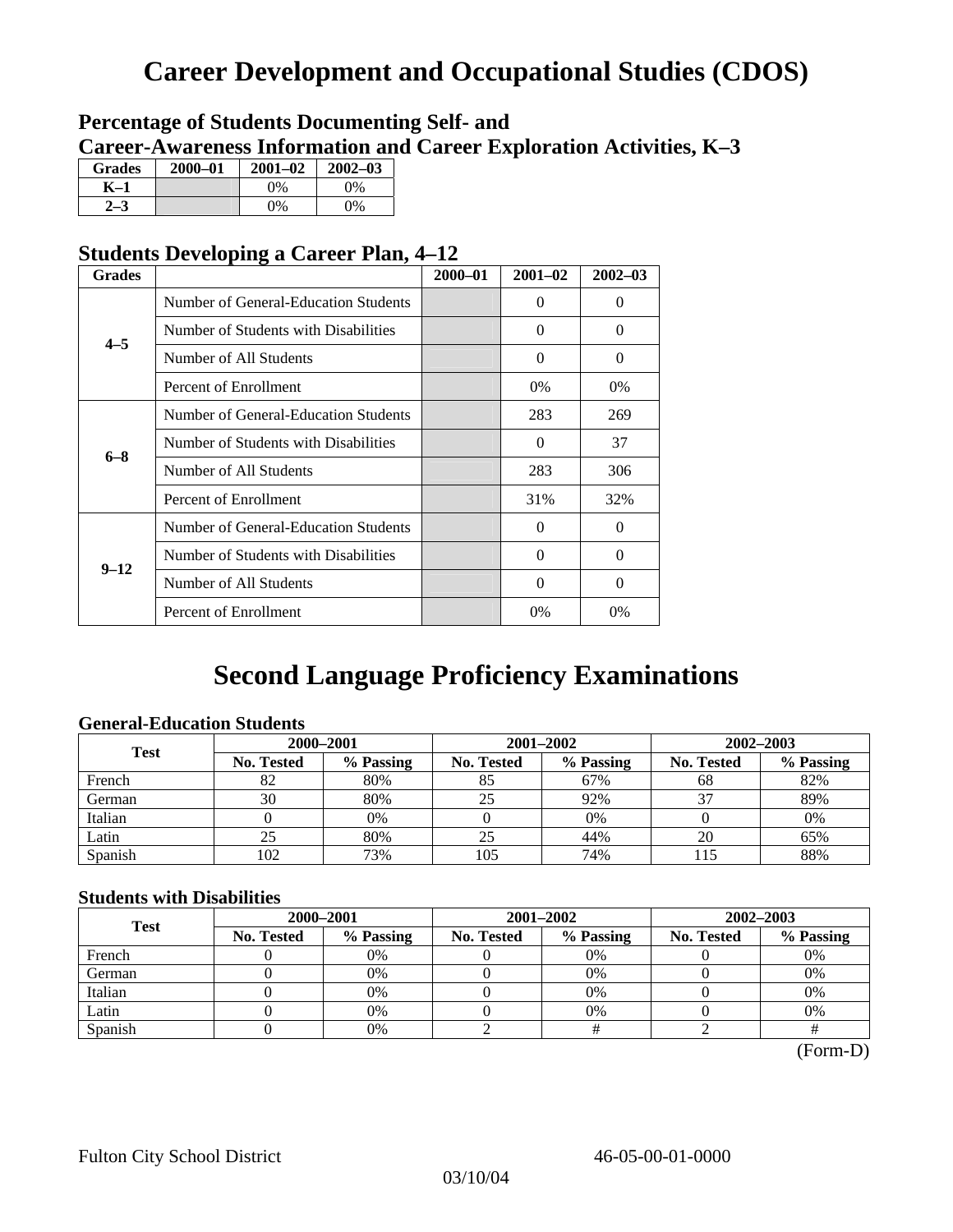# Career Development and Occupational Studies (CDOS)

## Percentage of Students Documenting Self- and Career-Awareness Information and Career Exploration Activities, K–3

| Grades | 2000–01 | 2001–02 | 2002–03 |
|---|---|---|---|
| K–1 | | 0% | 0% |
| 2–3 | | 0% | 0% |

## Students Developing a Career Plan, 4–12

| Grades | | 2000–01 | 2001–02 | 2002–03 |
|---|---|---|---|---|
| 4–5 | Number of General-Education Students | | 0 | 0 |
| | Number of Students with Disabilities | | 0 | 0 |
| | Number of All Students | | 0 | 0 |
| | Percent of Enrollment | | 0% | 0% |
| 6–8 | Number of General-Education Students | | 283 | 269 |
| | Number of Students with Disabilities | | 0 | 37 |
| | Number of All Students | | 283 | 306 |
| | Percent of Enrollment | | 31% | 32% |
| 9–12 | Number of General-Education Students | | 0 | 0 |
| | Number of Students with Disabilities | | 0 | 0 |
| | Number of All Students | | 0 | 0 |
| | Percent of Enrollment | | 0% | 0% |

# Second Language Proficiency Examinations

### General-Education Students

| Test | 2000–2001 | | 2001–2002 | | 2002–2003 | |
|---|---|---|---|---|---|---|
| | No. Tested | % Passing | No. Tested | % Passing | No. Tested | % Passing |
| French | 82 | 80% | 85 | 67% | 68 | 82% |
| German | 30 | 80% | 25 | 92% | 37 | 89% |
| Italian | 0 | 0% | 0 | 0% | 0 | 0% |
| Latin | 25 | 80% | 25 | 44% | 20 | 65% |
| Spanish | 102 | 73% | 105 | 74% | 115 | 88% |

### Students with Disabilities

| Test | 2000–2001 | | 2001–2002 | | 2002–2003 | |
|---|---|---|---|---|---|---|
| | No. Tested | % Passing | No. Tested | % Passing | No. Tested | % Passing |
| French | 0 | 0% | 0 | 0% | 0 | 0% |
| German | 0 | 0% | 0 | 0% | 0 | 0% |
| Italian | 0 | 0% | 0 | 0% | 0 | 0% |
| Latin | 0 | 0% | 0 | 0% | 0 | 0% |
| Spanish | 0 | 0% | 2 | # | 2 | # |

(Form-D)

Fulton City School District 46-05-00-01-0000

03/10/04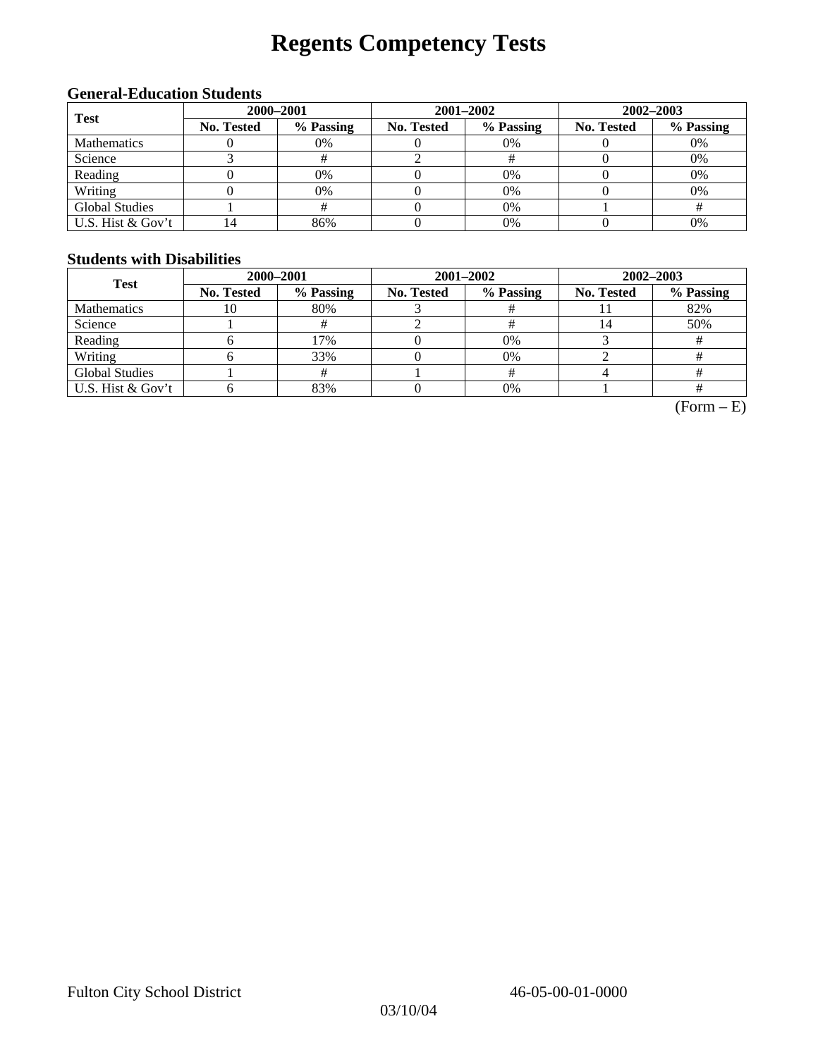# Regents Competency Tests

### General-Education Students

| Test | 2000–2001 | | 2001–2002 | | 2002–2003 | |
|---|---|---|---|---|---|---|
| | **No. Tested** | **% Passing** | **No. Tested** | **% Passing** | **No. Tested** | **% Passing** |
| Mathematics | 0 | 0% | 0 | 0% | 0 | 0% |
| Science | 3 | # | 2 | # | 0 | 0% |
| Reading | 0 | 0% | 0 | 0% | 0 | 0% |
| Writing | 0 | 0% | 0 | 0% | 0 | 0% |
| Global Studies | 1 | # | 0 | 0% | 1 | # |
| U.S. Hist & Gov't | 14 | 86% | 0 | 0% | 0 | 0% |

### Students with Disabilities

| Test | 2000–2001 | | 2001–2002 | | 2002–2003 | |
|---|---|---|---|---|---|---|
| | **No. Tested** | **% Passing** | **No. Tested** | **% Passing** | **No. Tested** | **% Passing** |
| Mathematics | 10 | 80% | 3 | # | 11 | 82% |
| Science | 1 | # | 2 | # | 14 | 50% |
| Reading | 6 | 17% | 0 | 0% | 3 | # |
| Writing | 6 | 33% | 0 | 0% | 2 | # |
| Global Studies | 1 | # | 1 | # | 4 | # |
| U.S. Hist & Gov't | 6 | 83% | 0 | 0% | 1 | # |

(Form – E)

Fulton City School District 46-05-00-01-0000

03/10/04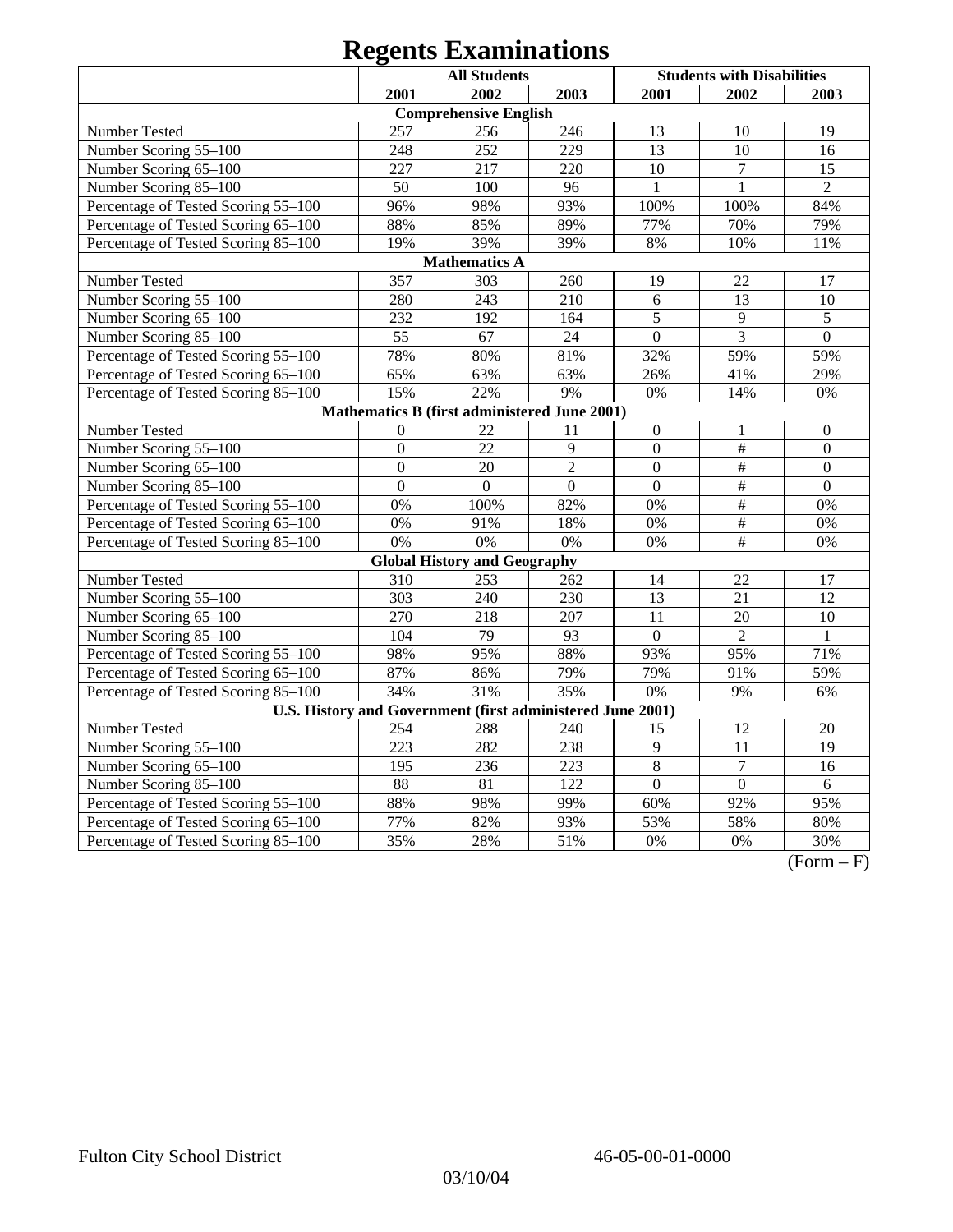# Regents Examinations

| | All Students | | | Students with Disabilities | | |
|---|---|---|---|---|---|---|
| | 2001 | 2002 | 2003 | 2001 | 2002 | 2003 |
| **Comprehensive English** | | | | | | |
| Number Tested | 257 | 256 | 246 | 13 | 10 | 19 |
| Number Scoring 55–100 | 248 | 252 | 229 | 13 | 10 | 16 |
| Number Scoring 65–100 | 227 | 217 | 220 | 10 | 7 | 15 |
| Number Scoring 85–100 | 50 | 100 | 96 | 1 | 1 | 2 |
| Percentage of Tested Scoring 55–100 | 96% | 98% | 93% | 100% | 100% | 84% |
| Percentage of Tested Scoring 65–100 | 88% | 85% | 89% | 77% | 70% | 79% |
| Percentage of Tested Scoring 85–100 | 19% | 39% | 39% | 8% | 10% | 11% |
| **Mathematics A** | | | | | | |
| Number Tested | 357 | 303 | 260 | 19 | 22 | 17 |
| Number Scoring 55–100 | 280 | 243 | 210 | 6 | 13 | 10 |
| Number Scoring 65–100 | 232 | 192 | 164 | 5 | 9 | 5 |
| Number Scoring 85–100 | 55 | 67 | 24 | 0 | 3 | 0 |
| Percentage of Tested Scoring 55–100 | 78% | 80% | 81% | 32% | 59% | 59% |
| Percentage of Tested Scoring 65–100 | 65% | 63% | 63% | 26% | 41% | 29% |
| Percentage of Tested Scoring 85–100 | 15% | 22% | 9% | 0% | 14% | 0% |
| **Mathematics B (first administered June 2001)** | | | | | | |
| Number Tested | 0 | 22 | 11 | 0 | 1 | 0 |
| Number Scoring 55–100 | 0 | 22 | 9 | 0 | # | 0 |
| Number Scoring 65–100 | 0 | 20 | 2 | 0 | # | 0 |
| Number Scoring 85–100 | 0 | 0 | 0 | 0 | # | 0 |
| Percentage of Tested Scoring 55–100 | 0% | 100% | 82% | 0% | # | 0% |
| Percentage of Tested Scoring 65–100 | 0% | 91% | 18% | 0% | # | 0% |
| Percentage of Tested Scoring 85–100 | 0% | 0% | 0% | 0% | # | 0% |
| **Global History and Geography** | | | | | | |
| Number Tested | 310 | 253 | 262 | 14 | 22 | 17 |
| Number Scoring 55–100 | 303 | 240 | 230 | 13 | 21 | 12 |
| Number Scoring 65–100 | 270 | 218 | 207 | 11 | 20 | 10 |
| Number Scoring 85–100 | 104 | 79 | 93 | 0 | 2 | 1 |
| Percentage of Tested Scoring 55–100 | 98% | 95% | 88% | 93% | 95% | 71% |
| Percentage of Tested Scoring 65–100 | 87% | 86% | 79% | 79% | 91% | 59% |
| Percentage of Tested Scoring 85–100 | 34% | 31% | 35% | 0% | 9% | 6% |
| **U.S. History and Government (first administered June 2001)** | | | | | | |
| Number Tested | 254 | 288 | 240 | 15 | 12 | 20 |
| Number Scoring 55–100 | 223 | 282 | 238 | 9 | 11 | 19 |
| Number Scoring 65–100 | 195 | 236 | 223 | 8 | 7 | 16 |
| Number Scoring 85–100 | 88 | 81 | 122 | 0 | 0 | 6 |
| Percentage of Tested Scoring 55–100 | 88% | 98% | 99% | 60% | 92% | 95% |
| Percentage of Tested Scoring 65–100 | 77% | 82% | 93% | 53% | 58% | 80% |
| Percentage of Tested Scoring 85–100 | 35% | 28% | 51% | 0% | 0% | 30% |

(Form – F)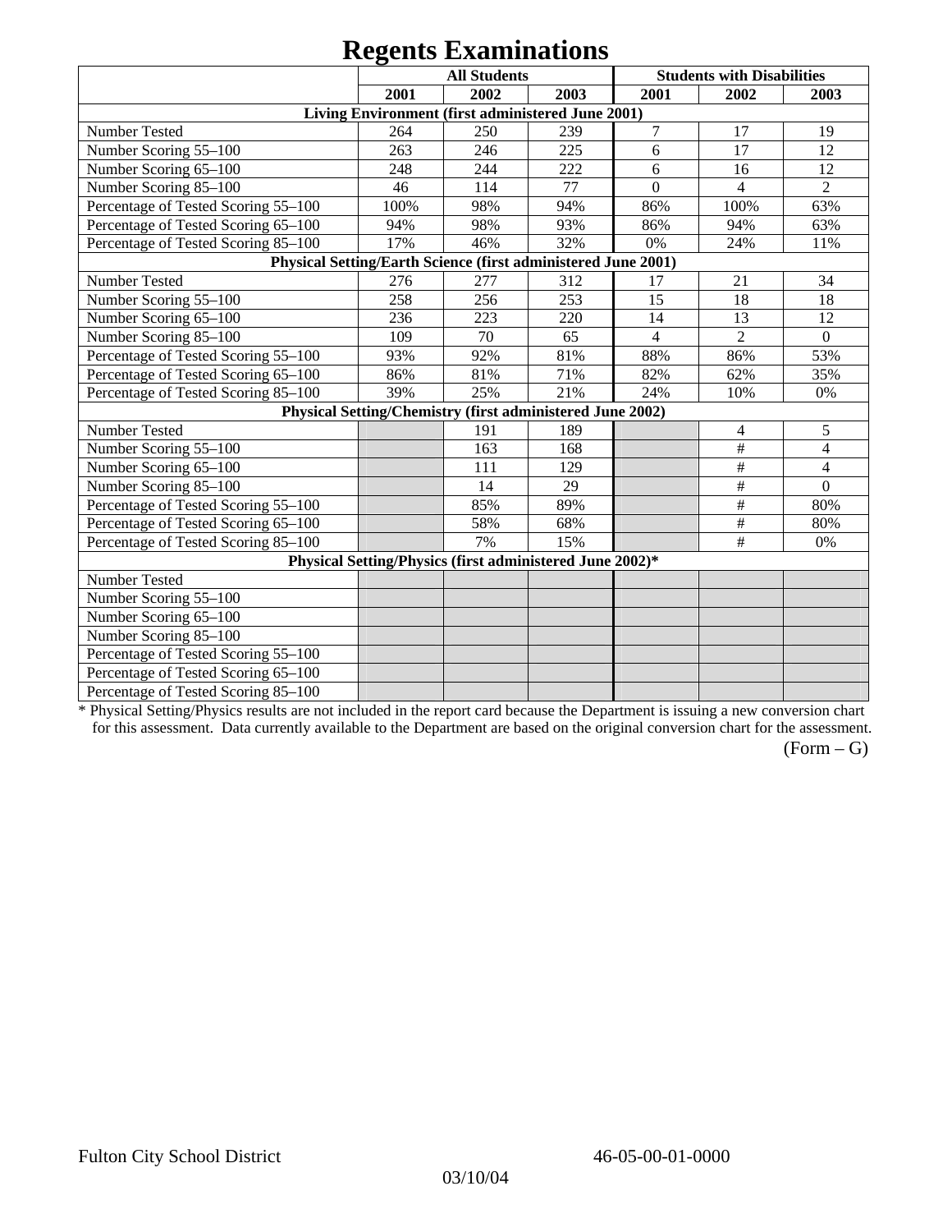# Regents Examinations

| | All Students | | | Students with Disabilities | | |
|---|---|---|---|---|---|---|
| | 2001 | 2002 | 2003 | 2001 | 2002 | 2003 |
| **Living Environment (first administered June 2001)** | | | | | | |
| Number Tested | 264 | 250 | 239 | 7 | 17 | 19 |
| Number Scoring 55–100 | 263 | 246 | 225 | 6 | 17 | 12 |
| Number Scoring 65–100 | 248 | 244 | 222 | 6 | 16 | 12 |
| Number Scoring 85–100 | 46 | 114 | 77 | 0 | 4 | 2 |
| Percentage of Tested Scoring 55–100 | 100% | 98% | 94% | 86% | 100% | 63% |
| Percentage of Tested Scoring 65–100 | 94% | 98% | 93% | 86% | 94% | 63% |
| Percentage of Tested Scoring 85–100 | 17% | 46% | 32% | 0% | 24% | 11% |
| **Physical Setting/Earth Science (first administered June 2001)** | | | | | | |
| Number Tested | 276 | 277 | 312 | 17 | 21 | 34 |
| Number Scoring 55–100 | 258 | 256 | 253 | 15 | 18 | 18 |
| Number Scoring 65–100 | 236 | 223 | 220 | 14 | 13 | 12 |
| Number Scoring 85–100 | 109 | 70 | 65 | 4 | 2 | 0 |
| Percentage of Tested Scoring 55–100 | 93% | 92% | 81% | 88% | 86% | 53% |
| Percentage of Tested Scoring 65–100 | 86% | 81% | 71% | 82% | 62% | 35% |
| Percentage of Tested Scoring 85–100 | 39% | 25% | 21% | 24% | 10% | 0% |
| **Physical Setting/Chemistry (first administered June 2002)** | | | | | | |
| Number Tested | | 191 | 189 | | 4 | 5 |
| Number Scoring 55–100 | | 163 | 168 | | # | 4 |
| Number Scoring 65–100 | | 111 | 129 | | # | 4 |
| Number Scoring 85–100 | | 14 | 29 | | # | 0 |
| Percentage of Tested Scoring 55–100 | | 85% | 89% | | # | 80% |
| Percentage of Tested Scoring 65–100 | | 58% | 68% | | # | 80% |
| Percentage of Tested Scoring 85–100 | | 7% | 15% | | # | 0% |
| **Physical Setting/Physics (first administered June 2002)*** | | | | | | |
| Number Tested | | | | | | |
| Number Scoring 55–100 | | | | | | |
| Number Scoring 65–100 | | | | | | |
| Number Scoring 85–100 | | | | | | |
| Percentage of Tested Scoring 55–100 | | | | | | |
| Percentage of Tested Scoring 65–100 | | | | | | |
| Percentage of Tested Scoring 85–100 | | | | | | |

* Physical Setting/Physics results are not included in the report card because the Department is issuing a new conversion chart for this assessment. Data currently available to the Department are based on the original conversion chart for the assessment.

(Form – G)

Fulton City School District 46-05-00-01-0000

03/10/04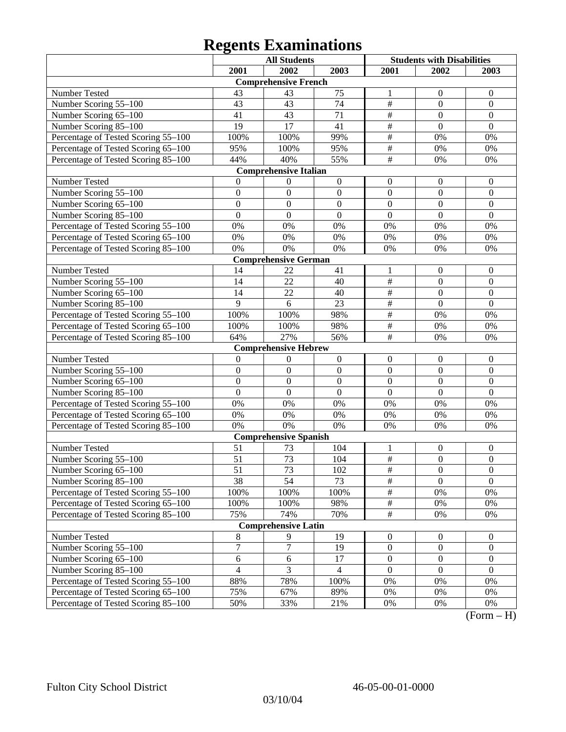# Regents Examinations

| | All Students | | | Students with Disabilities | | |
|---|---|---|---|---|---|---|
| | 2001 | 2002 | 2003 | 2001 | 2002 | 2003 |
| **Comprehensive French** | | | | | | |
| Number Tested | 43 | 43 | 75 | 1 | 0 | 0 |
| Number Scoring 55–100 | 43 | 43 | 74 | # | 0 | 0 |
| Number Scoring 65–100 | 41 | 43 | 71 | # | 0 | 0 |
| Number Scoring 85–100 | 19 | 17 | 41 | # | 0 | 0 |
| Percentage of Tested Scoring 55–100 | 100% | 100% | 99% | # | 0% | 0% |
| Percentage of Tested Scoring 65–100 | 95% | 100% | 95% | # | 0% | 0% |
| Percentage of Tested Scoring 85–100 | 44% | 40% | 55% | # | 0% | 0% |
| **Comprehensive Italian** | | | | | | |
| Number Tested | 0 | 0 | 0 | 0 | 0 | 0 |
| Number Scoring 55–100 | 0 | 0 | 0 | 0 | 0 | 0 |
| Number Scoring 65–100 | 0 | 0 | 0 | 0 | 0 | 0 |
| Number Scoring 85–100 | 0 | 0 | 0 | 0 | 0 | 0 |
| Percentage of Tested Scoring 55–100 | 0% | 0% | 0% | 0% | 0% | 0% |
| Percentage of Tested Scoring 65–100 | 0% | 0% | 0% | 0% | 0% | 0% |
| Percentage of Tested Scoring 85–100 | 0% | 0% | 0% | 0% | 0% | 0% |
| **Comprehensive German** | | | | | | |
| Number Tested | 14 | 22 | 41 | 1 | 0 | 0 |
| Number Scoring 55–100 | 14 | 22 | 40 | # | 0 | 0 |
| Number Scoring 65–100 | 14 | 22 | 40 | # | 0 | 0 |
| Number Scoring 85–100 | 9 | 6 | 23 | # | 0 | 0 |
| Percentage of Tested Scoring 55–100 | 100% | 100% | 98% | # | 0% | 0% |
| Percentage of Tested Scoring 65–100 | 100% | 100% | 98% | # | 0% | 0% |
| Percentage of Tested Scoring 85–100 | 64% | 27% | 56% | # | 0% | 0% |
| **Comprehensive Hebrew** | | | | | | |
| Number Tested | 0 | 0 | 0 | 0 | 0 | 0 |
| Number Scoring 55–100 | 0 | 0 | 0 | 0 | 0 | 0 |
| Number Scoring 65–100 | 0 | 0 | 0 | 0 | 0 | 0 |
| Number Scoring 85–100 | 0 | 0 | 0 | 0 | 0 | 0 |
| Percentage of Tested Scoring 55–100 | 0% | 0% | 0% | 0% | 0% | 0% |
| Percentage of Tested Scoring 65–100 | 0% | 0% | 0% | 0% | 0% | 0% |
| Percentage of Tested Scoring 85–100 | 0% | 0% | 0% | 0% | 0% | 0% |
| **Comprehensive Spanish** | | | | | | |
| Number Tested | 51 | 73 | 104 | 1 | 0 | 0 |
| Number Scoring 55–100 | 51 | 73 | 104 | # | 0 | 0 |
| Number Scoring 65–100 | 51 | 73 | 102 | # | 0 | 0 |
| Number Scoring 85–100 | 38 | 54 | 73 | # | 0 | 0 |
| Percentage of Tested Scoring 55–100 | 100% | 100% | 100% | # | 0% | 0% |
| Percentage of Tested Scoring 65–100 | 100% | 100% | 98% | # | 0% | 0% |
| Percentage of Tested Scoring 85–100 | 75% | 74% | 70% | # | 0% | 0% |
| **Comprehensive Latin** | | | | | | |
| Number Tested | 8 | 9 | 19 | 0 | 0 | 0 |
| Number Scoring 55–100 | 7 | 7 | 19 | 0 | 0 | 0 |
| Number Scoring 65–100 | 6 | 6 | 17 | 0 | 0 | 0 |
| Number Scoring 85–100 | 4 | 3 | 4 | 0 | 0 | 0 |
| Percentage of Tested Scoring 55–100 | 88% | 78% | 100% | 0% | 0% | 0% |
| Percentage of Tested Scoring 65–100 | 75% | 67% | 89% | 0% | 0% | 0% |
| Percentage of Tested Scoring 85–100 | 50% | 33% | 21% | 0% | 0% | 0% |

(Form – H)

Fulton City School District 46-05-00-01-0000

03/10/04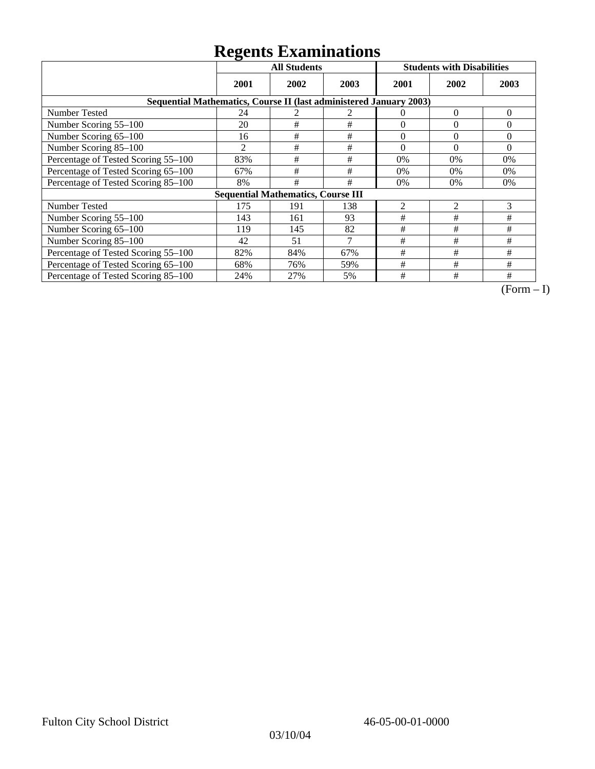# Regents Examinations

| | All Students | | | Students with Disabilities | | |
|---|---|---|---|---|---|---|
| | 2001 | 2002 | 2003 | 2001 | 2002 | 2003 |
| **Sequential Mathematics, Course II (last administered January 2003)** | | | | | | |
| Number Tested | 24 | 2 | 2 | 0 | 0 | 0 |
| Number Scoring 55–100 | 20 | # | # | 0 | 0 | 0 |
| Number Scoring 65–100 | 16 | # | # | 0 | 0 | 0 |
| Number Scoring 85–100 | 2 | # | # | 0 | 0 | 0 |
| Percentage of Tested Scoring 55–100 | 83% | # | # | 0% | 0% | 0% |
| Percentage of Tested Scoring 65–100 | 67% | # | # | 0% | 0% | 0% |
| Percentage of Tested Scoring 85–100 | 8% | # | # | 0% | 0% | 0% |
| **Sequential Mathematics, Course III** | | | | | | |
| Number Tested | 175 | 191 | 138 | 2 | 2 | 3 |
| Number Scoring 55–100 | 143 | 161 | 93 | # | # | # |
| Number Scoring 65–100 | 119 | 145 | 82 | # | # | # |
| Number Scoring 85–100 | 42 | 51 | 7 | # | # | # |
| Percentage of Tested Scoring 55–100 | 82% | 84% | 67% | # | # | # |
| Percentage of Tested Scoring 65–100 | 68% | 76% | 59% | # | # | # |
| Percentage of Tested Scoring 85–100 | 24% | 27% | 5% | # | # | # |

(Form – I)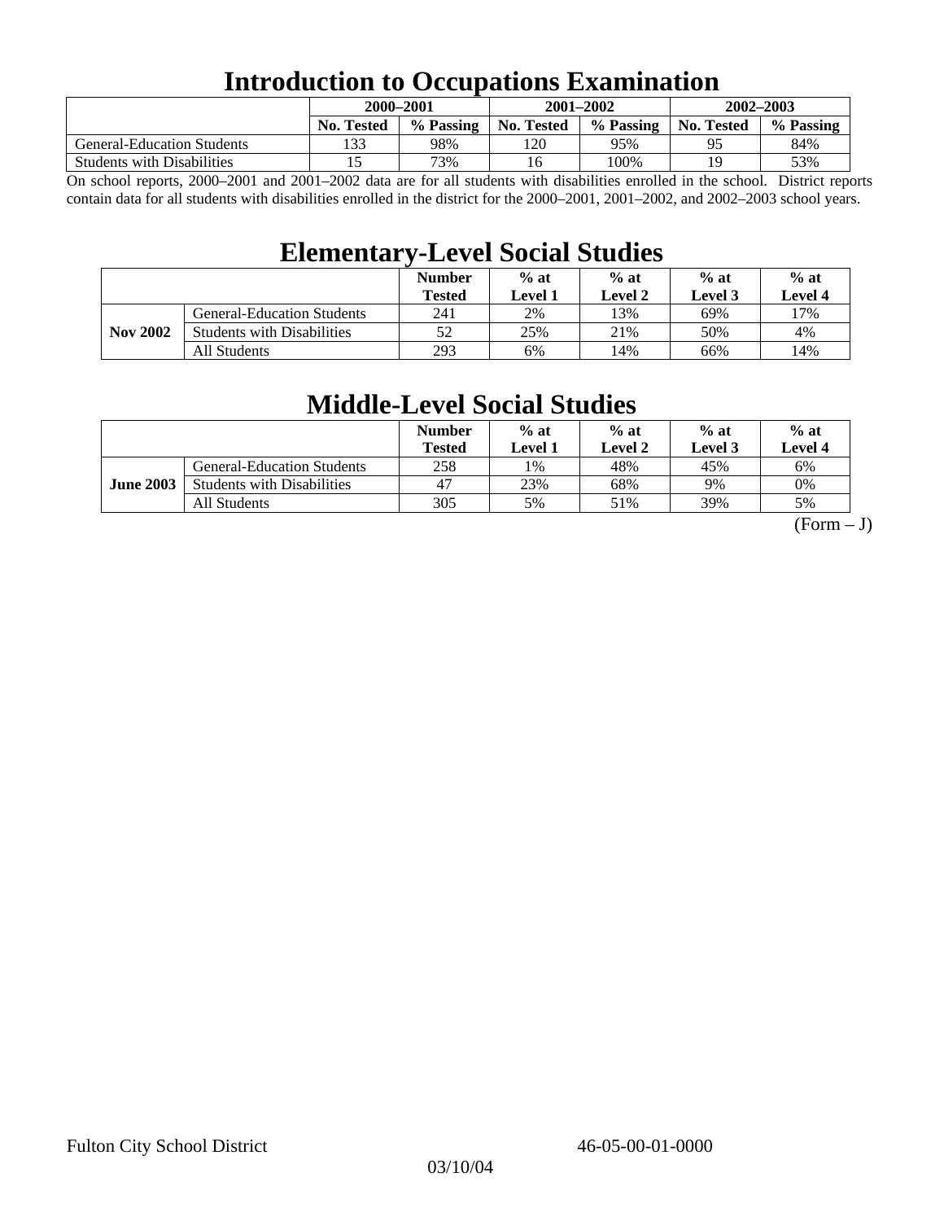# Introduction to Occupations Examination

| | 2000–2001 | | 2001–2002 | | 2002–2003 | |
|---|---|---|---|---|---|---|
| | No. Tested | % Passing | No. Tested | % Passing | No. Tested | % Passing |
| General-Education Students | 133 | 98% | 120 | 95% | 95 | 84% |
| Students with Disabilities | 15 | 73% | 16 | 100% | 19 | 53% |

On school reports, 2000–2001 and 2001–2002 data are for all students with disabilities enrolled in the school. District reports contain data for all students with disabilities enrolled in the district for the 2000–2001, 2001–2002, and 2002–2003 school years.

# Elementary-Level Social Studies

| | | Number Tested | % at Level 1 | % at Level 2 | % at Level 3 | % at Level 4 |
|---|---|---|---|---|---|---|
| Nov 2002 | General-Education Students | 241 | 2% | 13% | 69% | 17% |
| | Students with Disabilities | 52 | 25% | 21% | 50% | 4% |
| | All Students | 293 | 6% | 14% | 66% | 14% |

# Middle-Level Social Studies

| | | Number Tested | % at Level 1 | % at Level 2 | % at Level 3 | % at Level 4 |
|---|---|---|---|---|---|---|
| June 2003 | General-Education Students | 258 | 1% | 48% | 45% | 6% |
| | Students with Disabilities | 47 | 23% | 68% | 9% | 0% |
| | All Students | 305 | 5% | 51% | 39% | 5% |

(Form – J)

Fulton City School District 46-05-00-01-0000

03/10/04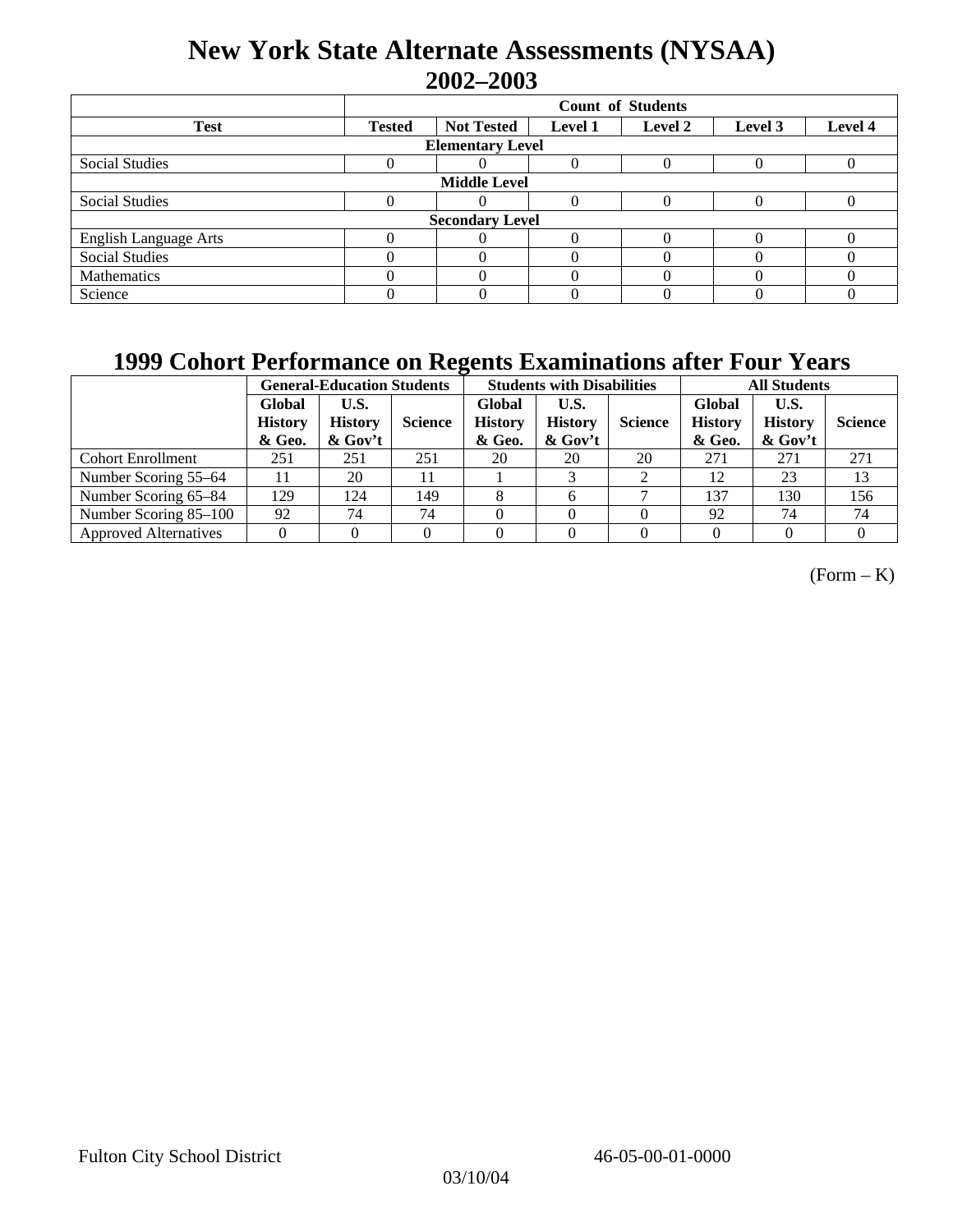# New York State Alternate Assessments (NYSAA)
## 2002–2003

| | Count of Students | | | | | |
|---|---|---|---|---|---|---|
| **Test** | **Tested** | **Not Tested** | **Level 1** | **Level 2** | **Level 3** | **Level 4** |
| **Elementary Level** | | | | | | |
| Social Studies | 0 | 0 | 0 | 0 | 0 | 0 |
| **Middle Level** | | | | | | |
| Social Studies | 0 | 0 | 0 | 0 | 0 | 0 |
| **Secondary Level** | | | | | | |
| English Language Arts | 0 | 0 | 0 | 0 | 0 | 0 |
| Social Studies | 0 | 0 | 0 | 0 | 0 | 0 |
| Mathematics | 0 | 0 | 0 | 0 | 0 | 0 |
| Science | 0 | 0 | 0 | 0 | 0 | 0 |

## 1999 Cohort Performance on Regents Examinations after Four Years

| | General-Education Students | | | Students with Disabilities | | | All Students | | |
|---|---|---|---|---|---|---|---|---|---|
| | **Global History & Geo.** | **U.S. History & Gov't** | **Science** | **Global History & Geo.** | **U.S. History & Gov't** | **Science** | **Global History & Geo.** | **U.S. History & Gov't** | **Science** |
| Cohort Enrollment | 251 | 251 | 251 | 20 | 20 | 20 | 271 | 271 | 271 |
| Number Scoring 55–64 | 11 | 20 | 11 | 1 | 3 | 2 | 12 | 23 | 13 |
| Number Scoring 65–84 | 129 | 124 | 149 | 8 | 6 | 7 | 137 | 130 | 156 |
| Number Scoring 85–100 | 92 | 74 | 74 | 0 | 0 | 0 | 92 | 74 | 74 |
| Approved Alternatives | 0 | 0 | 0 | 0 | 0 | 0 | 0 | 0 | 0 |

(Form – K)

Fulton City School District 46-05-00-01-0000

03/10/04